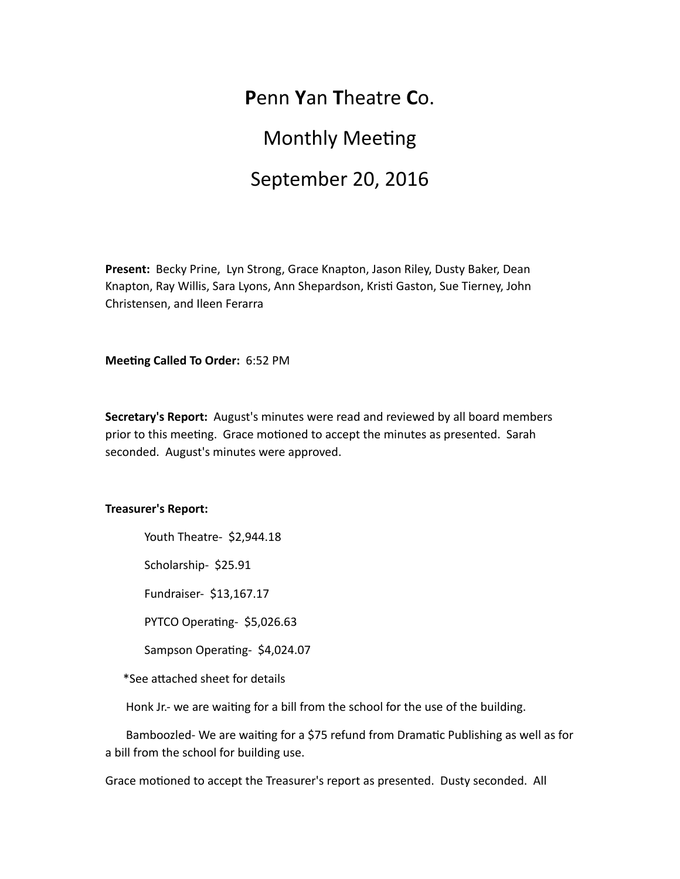# **P**enn **Y**an **T**heatre **C**o.

## Monthly Meeting

## September 20, 2016

**Present:** Becky Prine, Lyn Strong, Grace Knapton, Jason Riley, Dusty Baker, Dean Knapton, Ray Willis, Sara Lyons, Ann Shepardson, Kristi Gaston, Sue Tierney, John Christensen, and Ileen Ferarra

**Meeting Called To Order:** 6:52 PM

**Secretary's Report:** August's minutes were read and reviewed by all board members prior to this meeting. Grace motioned to accept the minutes as presented. Sarah seconded. August's minutes were approved.

**Treasurer's Report:**

Youth Theatre- $2,944.18

Scholarship- $25.91

Fundraiser- $13,167.17

PYTCO Operating- $5,026.63

Sampson Operating- $4,024.07

*See attached sheet for details

Honk Jr.- we are waiting for a bill from the school for the use of the building.

Bamboozled- We are waiting for a $75 refund from Dramatic Publishing as well as for a bill from the school for building use.

Grace motioned to accept the Treasurer's report as presented. Dusty seconded. All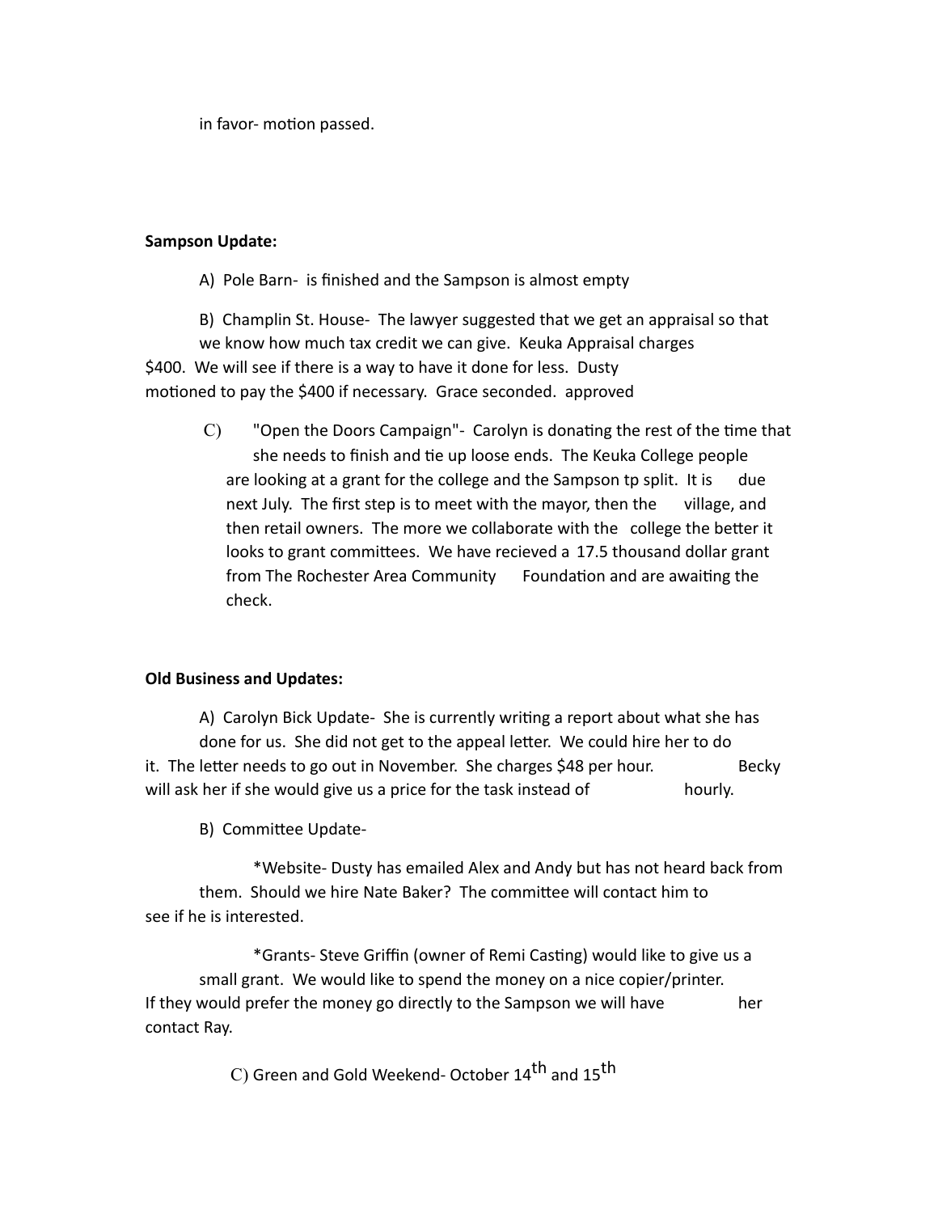in favor- motion passed.

**Sampson Update:**

A) Pole Barn- is finished and the Sampson is almost empty

B) Champlin St. House- The lawyer suggested that we get an appraisal so that we know how much tax credit we can give. Keuka Appraisal charges $400. We will see if there is a way to have it done for less. Dusty motioned to pay the $400 if necessary. Grace seconded. approved

C) "Open the Doors Campaign"- Carolyn is donating the rest of the time that she needs to finish and tie up loose ends. The Keuka College people are looking at a grant for the college and the Sampson tp split. It is due next July. The first step is to meet with the mayor, then the village, and then retail owners. The more we collaborate with the college the better it looks to grant committees. We have recieved a 17.5 thousand dollar grant from The Rochester Area Community Foundation and are awaiting the check.

**Old Business and Updates:**

A) Carolyn Bick Update- She is currently writing a report about what she has done for us. She did not get to the appeal letter. We could hire her to do it. The letter needs to go out in November. She charges $48 per hour. Becky will ask her if she would give us a price for the task instead of hourly.

B) Committee Update-

*Website- Dusty has emailed Alex and Andy but has not heard back from them. Should we hire Nate Baker? The committee will contact him to see if he is interested.

*Grants- Steve Griffin (owner of Remi Casting) would like to give us a small grant. We would like to spend the money on a nice copier/printer. If they would prefer the money go directly to the Sampson we will have her contact Ray.

C) Green and Gold Weekend- October 14th and 15th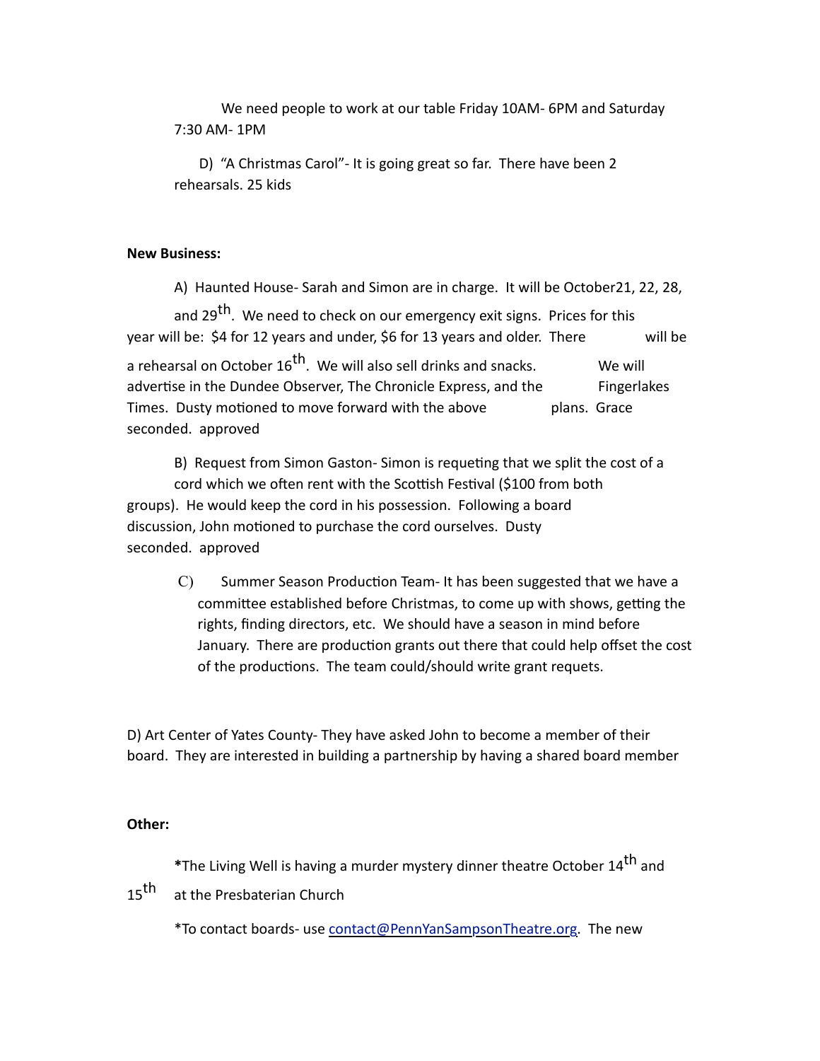We need people to work at our table Friday 10AM- 6PM and Saturday 7:30 AM- 1PM

D) "A Christmas Carol"- It is going great so far. There have been 2 rehearsals. 25 kids

**New Business:**

A) Haunted House- Sarah and Simon are in charge. It will be October21, 22, 28, and 29th. We need to check on our emergency exit signs. Prices for this year will be: $4 for 12 years and under, $6 for 13 years and older. There will be a rehearsal on October 16th. We will also sell drinks and snacks. We will advertise in the Dundee Observer, The Chronicle Express, and the Fingerlakes Times. Dusty motioned to move forward with the above plans. Grace seconded. approved

B) Request from Simon Gaston- Simon is requeting that we split the cost of a cord which we often rent with the Scottish Festival ($100 from both groups). He would keep the cord in his possession. Following a board discussion, John motioned to purchase the cord ourselves. Dusty seconded. approved

C) Summer Season Production Team- It has been suggested that we have a committee established before Christmas, to come up with shows, getting the rights, finding directors, etc. We should have a season in mind before January. There are production grants out there that could help offset the cost of the productions. The team could/should write grant requets.

D) Art Center of Yates County- They have asked John to become a member of their board. They are interested in building a partnership by having a shared board member

**Other:**

*The Living Well is having a murder mystery dinner theatre October 14th and 15th at the Presbaterian Church

*To contact boards- use contact@PennYanSampsonTheatre.org. The new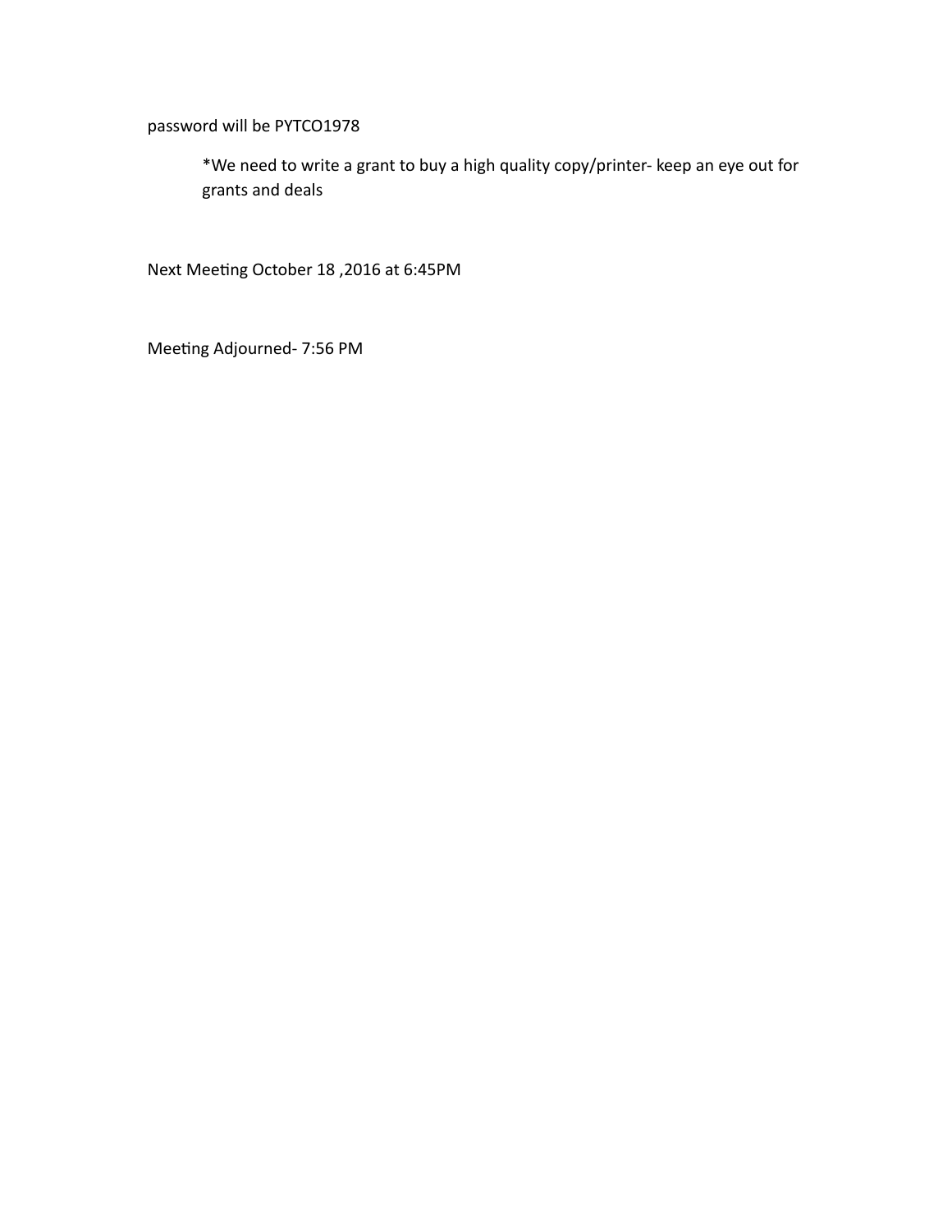password will be PYTCO1978

> *We need to write a grant to buy a high quality copy/printer- keep an eye out for grants and deals

Next Meeting October 18 ,2016 at 6:45PM

Meeting Adjourned- 7:56 PM